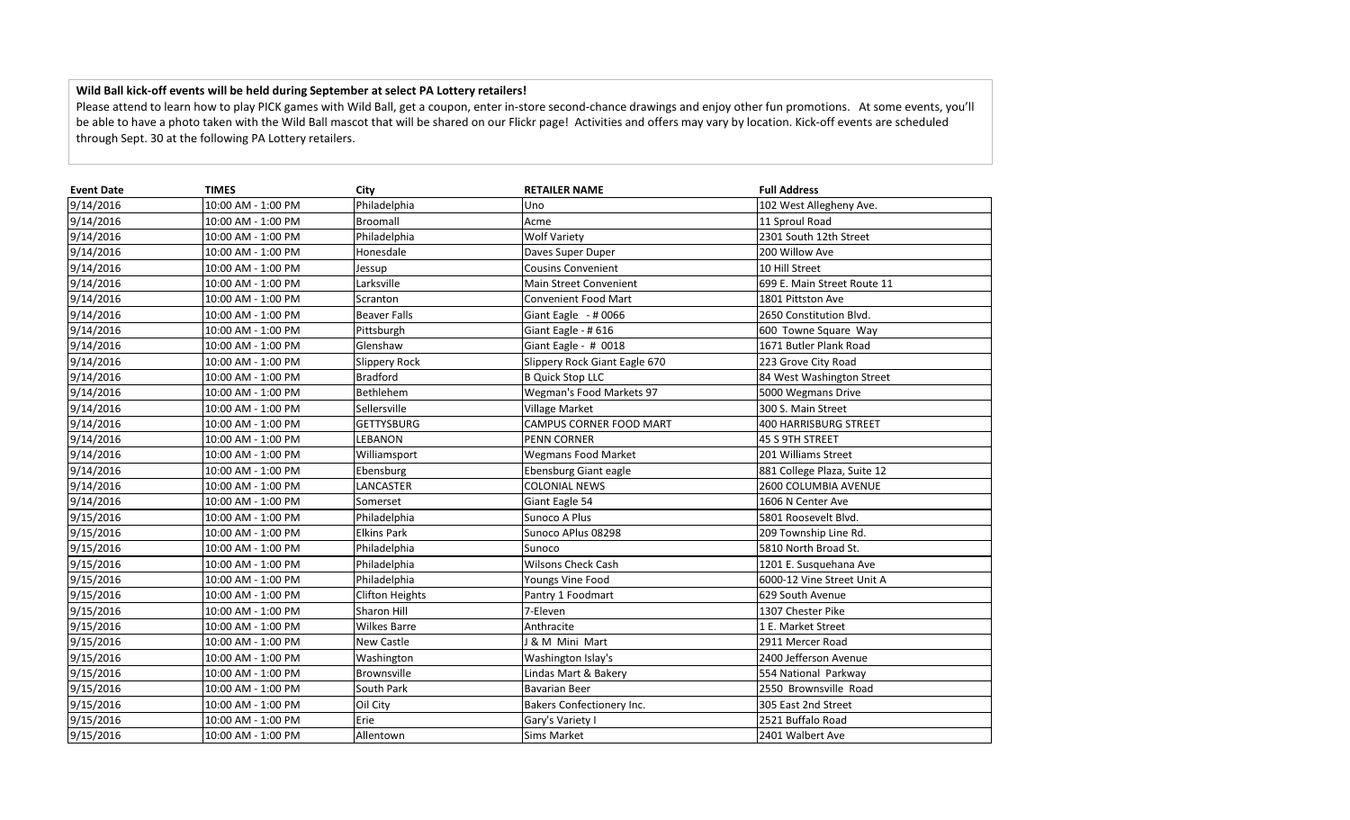**Wild Ball kick-off events will be held during September at select PA Lottery retailers!**

Please attend to learn how to play PICK games with Wild Ball, get a coupon, enter in-store second-chance drawings and enjoy other fun promotions. At some events, you'll be able to have a photo taken with the Wild Ball mascot that will be shared on our Flickr page! Activities and offers may vary by location. Kick-off events are scheduled through Sept. 30 at the following PA Lottery retailers.

| Event Date | TIMES | City | RETAILER NAME | Full Address |
|---|---|---|---|---|
| 9/14/2016 | 10:00 AM - 1:00 PM | Philadelphia | Uno | 102 West Allegheny Ave. |
| 9/14/2016 | 10:00 AM - 1:00 PM | Broomall | Acme | 11 Sproul Road |
| 9/14/2016 | 10:00 AM - 1:00 PM | Philadelphia | Wolf Variety | 2301 South 12th Street |
| 9/14/2016 | 10:00 AM - 1:00 PM | Honesdale | Daves Super Duper | 200 Willow Ave |
| 9/14/2016 | 10:00 AM - 1:00 PM | Jessup | Cousins Convenient | 10 Hill Street |
| 9/14/2016 | 10:00 AM - 1:00 PM | Larksville | Main Street Convenient | 699 E. Main Street Route 11 |
| 9/14/2016 | 10:00 AM - 1:00 PM | Scranton | Convenient Food Mart | 1801 Pittston Ave |
| 9/14/2016 | 10:00 AM - 1:00 PM | Beaver Falls | Giant Eagle - # 0066 | 2650 Constitution Blvd. |
| 9/14/2016 | 10:00 AM - 1:00 PM | Pittsburgh | Giant Eagle - # 616 | 600 Towne Square Way |
| 9/14/2016 | 10:00 AM - 1:00 PM | Glenshaw | Giant Eagle - # 0018 | 1671 Butler Plank Road |
| 9/14/2016 | 10:00 AM - 1:00 PM | Slippery Rock | Slippery Rock Giant Eagle 670 | 223 Grove City Road |
| 9/14/2016 | 10:00 AM - 1:00 PM | Bradford | B Quick Stop LLC | 84 West Washington Street |
| 9/14/2016 | 10:00 AM - 1:00 PM | Bethlehem | Wegman's Food Markets 97 | 5000 Wegmans Drive |
| 9/14/2016 | 10:00 AM - 1:00 PM | Sellersville | Village Market | 300 S. Main Street |
| 9/14/2016 | 10:00 AM - 1:00 PM | GETTYSBURG | CAMPUS CORNER FOOD MART | 400 HARRISBURG STREET |
| 9/14/2016 | 10:00 AM - 1:00 PM | LEBANON | PENN CORNER | 45 S 9TH STREET |
| 9/14/2016 | 10:00 AM - 1:00 PM | Williamsport | Wegmans Food Market | 201 Williams Street |
| 9/14/2016 | 10:00 AM - 1:00 PM | Ebensburg | Ebensburg Giant eagle | 881 College Plaza, Suite 12 |
| 9/14/2016 | 10:00 AM - 1:00 PM | LANCASTER | COLONIAL NEWS | 2600 COLUMBIA AVENUE |
| 9/14/2016 | 10:00 AM - 1:00 PM | Somerset | Giant Eagle 54 | 1606 N Center Ave |
| 9/15/2016 | 10:00 AM - 1:00 PM | Philadelphia | Sunoco A Plus | 5801 Roosevelt Blvd. |
| 9/15/2016 | 10:00 AM - 1:00 PM | Elkins Park | Sunoco APlus 08298 | 209 Township Line Rd. |
| 9/15/2016 | 10:00 AM - 1:00 PM | Philadelphia | Sunoco | 5810 North Broad St. |
| 9/15/2016 | 10:00 AM - 1:00 PM | Philadelphia | Wilsons Check Cash | 1201 E. Susquehana Ave |
| 9/15/2016 | 10:00 AM - 1:00 PM | Philadelphia | Youngs Vine Food | 6000-12 Vine Street Unit A |
| 9/15/2016 | 10:00 AM - 1:00 PM | Clifton Heights | Pantry 1 Foodmart | 629 South Avenue |
| 9/15/2016 | 10:00 AM - 1:00 PM | Sharon Hill | 7-Eleven | 1307 Chester Pike |
| 9/15/2016 | 10:00 AM - 1:00 PM | Wilkes Barre | Anthracite | 1 E. Market Street |
| 9/15/2016 | 10:00 AM - 1:00 PM | New Castle | J & M Mini Mart | 2911 Mercer Road |
| 9/15/2016 | 10:00 AM - 1:00 PM | Washington | Washington Islay's | 2400 Jefferson Avenue |
| 9/15/2016 | 10:00 AM - 1:00 PM | Brownsville | Lindas Mart & Bakery | 554 National Parkway |
| 9/15/2016 | 10:00 AM - 1:00 PM | South Park | Bavarian Beer | 2550 Brownsville Road |
| 9/15/2016 | 10:00 AM - 1:00 PM | Oil City | Bakers Confectionery Inc. | 305 East 2nd Street |
| 9/15/2016 | 10:00 AM - 1:00 PM | Erie | Gary's Variety I | 2521 Buffalo Road |
| 9/15/2016 | 10:00 AM - 1:00 PM | Allentown | Sims Market | 2401 Walbert Ave |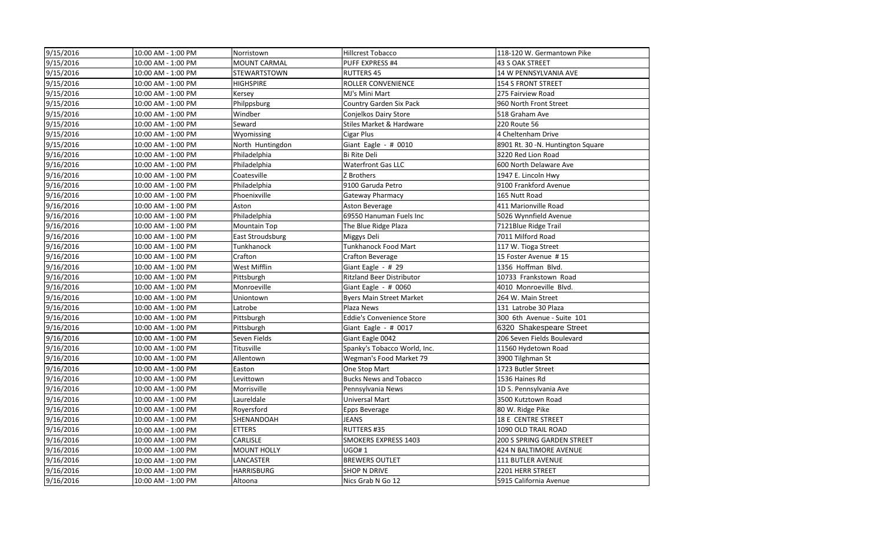| 9/15/2016 | 10:00 AM - 1:00 PM | Norristown | Hillcrest Tobacco | 118-120 W. Germantown Pike |
|---|---|---|---|---|
| 9/15/2016 | 10:00 AM - 1:00 PM | MOUNT CARMAL | PUFF EXPRESS #4 | 43 S OAK STREET |
| 9/15/2016 | 10:00 AM - 1:00 PM | STEWARTSTOWN | RUTTERS 45 | 14 W PENNSYLVANIA AVE |
| 9/15/2016 | 10:00 AM - 1:00 PM | HIGHSPIRE | ROLLER CONVENIENCE | 154 S FRONT STREET |
| 9/15/2016 | 10:00 AM - 1:00 PM | Kersey | MJ's Mini Mart | 275 Fairview Road |
| 9/15/2016 | 10:00 AM - 1:00 PM | Philppsburg | Country Garden Six Pack | 960 North Front Street |
| 9/15/2016 | 10:00 AM - 1:00 PM | Windber | Conjelkos Dairy Store | 518 Graham Ave |
| 9/15/2016 | 10:00 AM - 1:00 PM | Seward | Stiles Market & Hardware | 220 Route 56 |
| 9/15/2016 | 10:00 AM - 1:00 PM | Wyomissing | Cigar Plus | 4 Cheltenham Drive |
| 9/15/2016 | 10:00 AM - 1:00 PM | North Huntingdon | Giant Eagle - # 0010 | 8901 Rt. 30 -N. Huntington Square |
| 9/16/2016 | 10:00 AM - 1:00 PM | Philadelphia | Bi Rite Deli | 3220 Red Lion Road |
| 9/16/2016 | 10:00 AM - 1:00 PM | Philadelphia | Waterfront Gas LLC | 600 North Delaware Ave |
| 9/16/2016 | 10:00 AM - 1:00 PM | Coatesville | Z Brothers | 1947 E. Lincoln Hwy |
| 9/16/2016 | 10:00 AM - 1:00 PM | Philadelphia | 9100 Garuda Petro | 9100 Frankford Avenue |
| 9/16/2016 | 10:00 AM - 1:00 PM | Phoenixville | Gateway Pharmacy | 165 Nutt Road |
| 9/16/2016 | 10:00 AM - 1:00 PM | Aston | Aston Beverage | 411 Marionville Road |
| 9/16/2016 | 10:00 AM - 1:00 PM | Philadelphia | 69550 Hanuman Fuels Inc | 5026 Wynnfield Avenue |
| 9/16/2016 | 10:00 AM - 1:00 PM | Mountain Top | The Blue Ridge Plaza | 7121Blue Ridge Trail |
| 9/16/2016 | 10:00 AM - 1:00 PM | East Stroudsburg | Miggys Deli | 7011 Milford Road |
| 9/16/2016 | 10:00 AM - 1:00 PM | Tunkhanock | Tunkhanock Food Mart | 117 W. Tioga Street |
| 9/16/2016 | 10:00 AM - 1:00 PM | Crafton | Crafton Beverage | 15 Foster Avenue # 15 |
| 9/16/2016 | 10:00 AM - 1:00 PM | West Mifflin | Giant Eagle - # 29 | 1356 Hoffman Blvd. |
| 9/16/2016 | 10:00 AM - 1:00 PM | Pittsburgh | Ritzland Beer Distributor | 10733 Frankstown Road |
| 9/16/2016 | 10:00 AM - 1:00 PM | Monroeville | Giant Eagle - # 0060 | 4010 Monroeville Blvd. |
| 9/16/2016 | 10:00 AM - 1:00 PM | Uniontown | Byers Main Street Market | 264 W. Main Street |
| 9/16/2016 | 10:00 AM - 1:00 PM | Latrobe | Plaza News | 131 Latrobe 30 Plaza |
| 9/16/2016 | 10:00 AM - 1:00 PM | Pittsburgh | Eddie's Convenience Store | 300 6th Avenue - Suite 101 |
| 9/16/2016 | 10:00 AM - 1:00 PM | Pittsburgh | Giant Eagle - # 0017 | 6320 Shakespeare Street |
| 9/16/2016 | 10:00 AM - 1:00 PM | Seven Fields | Giant Eagle 0042 | 206 Seven Fields Boulevard |
| 9/16/2016 | 10:00 AM - 1:00 PM | Titusville | Spanky's Tobacco World, Inc. | 11560 Hydetown Road |
| 9/16/2016 | 10:00 AM - 1:00 PM | Allentown | Wegman's Food Market 79 | 3900 Tilghman St |
| 9/16/2016 | 10:00 AM - 1:00 PM | Easton | One Stop Mart | 1723 Butler Street |
| 9/16/2016 | 10:00 AM - 1:00 PM | Levittown | Bucks News and Tobacco | 1536 Haines Rd |
| 9/16/2016 | 10:00 AM - 1:00 PM | Morrisville | Pennsylvania News | 1D S. Pennsylvania Ave |
| 9/16/2016 | 10:00 AM - 1:00 PM | Laureldale | Universal Mart | 3500 Kutztown Road |
| 9/16/2016 | 10:00 AM - 1:00 PM | Royersford | Epps Beverage | 80 W. Ridge Pike |
| 9/16/2016 | 10:00 AM - 1:00 PM | SHENANDOAH | JEANS | 18 E CENTRE STREET |
| 9/16/2016 | 10:00 AM - 1:00 PM | ETTERS | RUTTERS #35 | 1090 OLD TRAIL ROAD |
| 9/16/2016 | 10:00 AM - 1:00 PM | CARLISLE | SMOKERS EXPRESS 1403 | 200 S SPRING GARDEN STREET |
| 9/16/2016 | 10:00 AM - 1:00 PM | MOUNT HOLLY | UGO# 1 | 424 N BALTIMORE AVENUE |
| 9/16/2016 | 10:00 AM - 1:00 PM | LANCASTER | BREWERS OUTLET | 111 BUTLER AVENUE |
| 9/16/2016 | 10:00 AM - 1:00 PM | HARRISBURG | SHOP N DRIVE | 2201 HERR STREET |
| 9/16/2016 | 10:00 AM - 1:00 PM | Altoona | Nics Grab N Go 12 | 5915 California Avenue |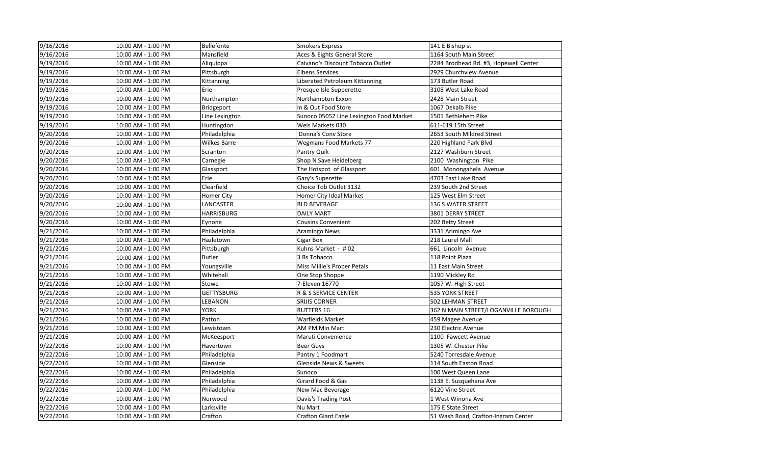| | | | | |
|---|---|---|---|---|
| 9/16/2016 | 10:00 AM - 1:00 PM | Bellefonte | Smokers Express | 141 E Bishop st |
| 9/16/2016 | 10:00 AM - 1:00 PM | Mansfield | Aces & Eights General Store | 1164 South Main Street |
| 9/19/2016 | 10:00 AM - 1:00 PM | Aliquippa | Caivano's Discount Tobacco Outlet | 2284 Brodhead Rd. #3, Hopewell Center |
| 9/19/2016 | 10:00 AM - 1:00 PM | Pittsburgh | Eibens Services | 2929 Churchview Avenue |
| 9/19/2016 | 10:00 AM - 1:00 PM | Kittanning | Liberated Petroleum Kittanning | 173 Butler Road |
| 9/19/2016 | 10:00 AM - 1:00 PM | Erie | Presque Isle Supperette | 3108 West Lake Road |
| 9/19/2016 | 10:00 AM - 1:00 PM | Northampton | Northampton Exxon | 2428 Main Street |
| 9/19/2016 | 10:00 AM - 1:00 PM | Bridgeport | In & Out Food Store | 1067 Dekalb Pike |
| 9/19/2016 | 10:00 AM - 1:00 PM | Line Lexington | Sunoco 05052 Line Lexington Food Market | 1501 Bethlehem Pike |
| 9/19/2016 | 10:00 AM - 1:00 PM | Huntingdon | Weis Markets 030 | 611-619 15th Street |
| 9/20/2016 | 10:00 AM - 1:00 PM | Philadelphia | Donna's Conv Store | 2653 South Mildred Street |
| 9/20/2016 | 10:00 AM - 1:00 PM | Wilkes Barre | Wegmans Food Markets 77 | 220 Highland Park Blvd |
| 9/20/2016 | 10:00 AM - 1:00 PM | Scranton | Pantry Quik | 2127 Washburn Street |
| 9/20/2016 | 10:00 AM - 1:00 PM | Carnegie | Shop N Save Heidelberg | 2100 Washington Pike |
| 9/20/2016 | 10:00 AM - 1:00 PM | Glassport | The Hotspot of Glassport | 601 Monongahela Avenue |
| 9/20/2016 | 10:00 AM - 1:00 PM | Erie | Gary's Superette | 4703 East Lake Road |
| 9/20/2016 | 10:00 AM - 1:00 PM | Clearfield | Choice Tob Outlet 3132 | 239 South 2nd Street |
| 9/20/2016 | 10:00 AM - 1:00 PM | Homer City | Homer City Ideal Market | 125 West Elm Street |
| 9/20/2016 | 10:00 AM - 1:00 PM | LANCASTER | BLD BEVERAGE | 136 S WATER STREET |
| 9/20/2016 | 10:00 AM - 1:00 PM | HARRISBURG | DAILY MART | 3801 DERRY STREET |
| 9/20/2016 | 10:00 AM - 1:00 PM | Eynone | Cousins Convenient | 202 Betty Street |
| 9/21/2016 | 10:00 AM - 1:00 PM | Philadelphia | Aramingo News | 3331 Arimingo Ave |
| 9/21/2016 | 10:00 AM - 1:00 PM | Hazletown | Cigar Box | 218 Laurel Mall |
| 9/21/2016 | 10:00 AM - 1:00 PM | Pittsburgh | Kuhns Market - # 02 | 661 Lincoln Avenue |
| 9/21/2016 | 10:00 AM - 1:00 PM | Butler | 3 Bs Tobacco | 118 Point Plaza |
| 9/21/2016 | 10:00 AM - 1:00 PM | Youngsville | Miss Millie's Proper Petals | 11 East Main Street |
| 9/21/2016 | 10:00 AM - 1:00 PM | Whitehall | One Stop Shoppe | 1190 Mickley Rd |
| 9/21/2016 | 10:00 AM - 1:00 PM | Stowe | 7-Eleven 16770 | 1057 W. High Street |
| 9/21/2016 | 10:00 AM - 1:00 PM | GETTYSBURG | R & S SERVICE CENTER | 535 YORK STREET |
| 9/21/2016 | 10:00 AM - 1:00 PM | LEBANON | SRIJIS CORNER | 502 LEHMAN STREET |
| 9/21/2016 | 10:00 AM - 1:00 PM | YORK | RUTTERS 16 | 362 N MAIN STREET/LOGANVILLE BOROUGH |
| 9/21/2016 | 10:00 AM - 1:00 PM | Patton | Warfields Market | 459 Magee Avenue |
| 9/21/2016 | 10:00 AM - 1:00 PM | Lewistown | AM PM Min Mart | 230 Electric Avenue |
| 9/21/2016 | 10:00 AM - 1:00 PM | McKeesport | Maruti Convenience | 1100 Fawcett Avenue |
| 9/22/2016 | 10:00 AM - 1:00 PM | Havertown | Beer Guys | 1305 W. Chester Pike |
| 9/22/2016 | 10:00 AM - 1:00 PM | Philadelphia | Pantry 1 Foodmart | 5240 Torresdale Avenue |
| 9/22/2016 | 10:00 AM - 1:00 PM | Glenside | Glenside News & Sweets | 114 South Easton Road |
| 9/22/2016 | 10:00 AM - 1:00 PM | Philadelphia | Sunoco | 100 West Queen Lane |
| 9/22/2016 | 10:00 AM - 1:00 PM | Philadelphia | Girard Food & Gas | 1138 E. Susquehana Ave |
| 9/22/2016 | 10:00 AM - 1:00 PM | Philadelphia | New Mac Beverage | 6120 Vine Street |
| 9/22/2016 | 10:00 AM - 1:00 PM | Norwood | Davis's Trading Post | 1 West Winona Ave |
| 9/22/2016 | 10:00 AM - 1:00 PM | Larksville | Nu Mart | 175 E.State Street |
| 9/22/2016 | 10:00 AM - 1:00 PM | Crafton | Crafton Giant Eagle | 51 Wash Road, Crafton-Ingram Center |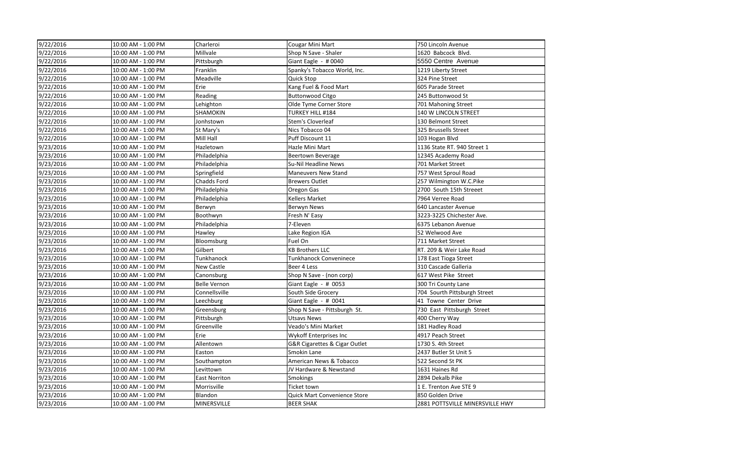| | | | | |
|---|---|---|---|---|
| 9/22/2016 | 10:00 AM - 1:00 PM | Charleroi | Cougar Mini Mart | 750 Lincoln Avenue |
| 9/22/2016 | 10:00 AM - 1:00 PM | Millvale | Shop N Save - Shaler | 1620 Babcock Blvd. |
| 9/22/2016 | 10:00 AM - 1:00 PM | Pittsburgh | Giant Eagle - # 0040 | 5550 Centre Avenue |
| 9/22/2016 | 10:00 AM - 1:00 PM | Franklin | Spanky's Tobacco World, Inc. | 1219 Liberty Street |
| 9/22/2016 | 10:00 AM - 1:00 PM | Meadville | Quick Stop | 324 Pine Street |
| 9/22/2016 | 10:00 AM - 1:00 PM | Erie | Kang Fuel & Food Mart | 605 Parade Street |
| 9/22/2016 | 10:00 AM - 1:00 PM | Reading | Buttonwood Citgo | 245 Buttonwood St |
| 9/22/2016 | 10:00 AM - 1:00 PM | Lehighton | Olde Tyme Corner Store | 701 Mahoning Street |
| 9/22/2016 | 10:00 AM - 1:00 PM | SHAMOKIN | TURKEY HILL #184 | 140 W LINCOLN STREET |
| 9/22/2016 | 10:00 AM - 1:00 PM | Jonhstown | Stem's Cloverleaf | 130 Belmont Street |
| 9/22/2016 | 10:00 AM - 1:00 PM | St Mary's | Nics Tobacco 04 | 325 Brussells Street |
| 9/22/2016 | 10:00 AM - 1:00 PM | Mill Hall | Puff Discount 11 | 103 Hogan Blvd |
| 9/23/2016 | 10:00 AM - 1:00 PM | Hazletown | Hazle Mini Mart | 1136 State RT. 940 Street 1 |
| 9/23/2016 | 10:00 AM - 1:00 PM | Philadelphia | Beertown Beverage | 12345 Academy Road |
| 9/23/2016 | 10:00 AM - 1:00 PM | Philadelphia | Su-Nil Headline News | 701 Market Street |
| 9/23/2016 | 10:00 AM - 1:00 PM | Springfield | Maneuvers New Stand | 757 West Sproul Road |
| 9/23/2016 | 10:00 AM - 1:00 PM | Chadds Ford | Brewers Outlet | 257 Wilmington W.C.Pike |
| 9/23/2016 | 10:00 AM - 1:00 PM | Philadelphia | Oregon Gas | 2700 South 15th Streeet |
| 9/23/2016 | 10:00 AM - 1:00 PM | Philadelphia | Kellers Market | 7964 Verree Road |
| 9/23/2016 | 10:00 AM - 1:00 PM | Berwyn | Berwyn News | 640 Lancaster Avenue |
| 9/23/2016 | 10:00 AM - 1:00 PM | Boothwyn | Fresh N' Easy | 3223-3225 Chichester Ave. |
| 9/23/2016 | 10:00 AM - 1:00 PM | Philadelphia | 7-Eleven | 6375 Lebanon Avenue |
| 9/23/2016 | 10:00 AM - 1:00 PM | Hawley | Lake Region IGA | 52 Welwood Ave |
| 9/23/2016 | 10:00 AM - 1:00 PM | Bloomsburg | Fuel On | 711 Market Street |
| 9/23/2016 | 10:00 AM - 1:00 PM | Gilbert | KB Brothers LLC | RT. 209 & Weir Lake Road |
| 9/23/2016 | 10:00 AM - 1:00 PM | Tunkhanock | Tunkhanock Conveninece | 178 East Tioga Street |
| 9/23/2016 | 10:00 AM - 1:00 PM | New Castle | Beer 4 Less | 310 Cascade Galleria |
| 9/23/2016 | 10:00 AM - 1:00 PM | Canonsburg | Shop N Save - (non corp) | 617 West Pike Street |
| 9/23/2016 | 10:00 AM - 1:00 PM | Belle Vernon | Giant Eagle - # 0053 | 300 Tri County Lane |
| 9/23/2016 | 10:00 AM - 1:00 PM | Connellsville | South Side Grocery | 704 Sourth Pittsburgh Street |
| 9/23/2016 | 10:00 AM - 1:00 PM | Leechburg | Giant Eagle - # 0041 | 41 Towne Center Drive |
| 9/23/2016 | 10:00 AM - 1:00 PM | Greensburg | Shop N Save - Pittsburgh St. | 730 East Pittsburgh Street |
| 9/23/2016 | 10:00 AM - 1:00 PM | Pittsburgh | Utsavs News | 400 Cherry Way |
| 9/23/2016 | 10:00 AM - 1:00 PM | Greenville | Veado's Mini Market | 181 Hadley Road |
| 9/23/2016 | 10:00 AM - 1:00 PM | Erie | Wykoff Enterprises Inc | 4917 Peach Street |
| 9/23/2016 | 10:00 AM - 1:00 PM | Allentown | G&R Cigarettes & Cigar Outlet | 1730 S. 4th Street |
| 9/23/2016 | 10:00 AM - 1:00 PM | Easton | Smokin Lane | 2437 Butler St Unit 5 |
| 9/23/2016 | 10:00 AM - 1:00 PM | Southampton | American News & Tobacco | 522 Second St PK |
| 9/23/2016 | 10:00 AM - 1:00 PM | Levittown | JV Hardware & Newstand | 1631 Haines Rd |
| 9/23/2016 | 10:00 AM - 1:00 PM | East Norriton | Smokings | 2894 Dekalb Pike |
| 9/23/2016 | 10:00 AM - 1:00 PM | Morrisville | Ticket town | 1 E. Trenton Ave STE 9 |
| 9/23/2016 | 10:00 AM - 1:00 PM | Blandon | Quick Mart Convenience Store | 850 Golden Drive |
| 9/23/2016 | 10:00 AM - 1:00 PM | MINERSVILLE | BEER SHAK | 2881 POTTSVILLE MINERSVILLE HWY |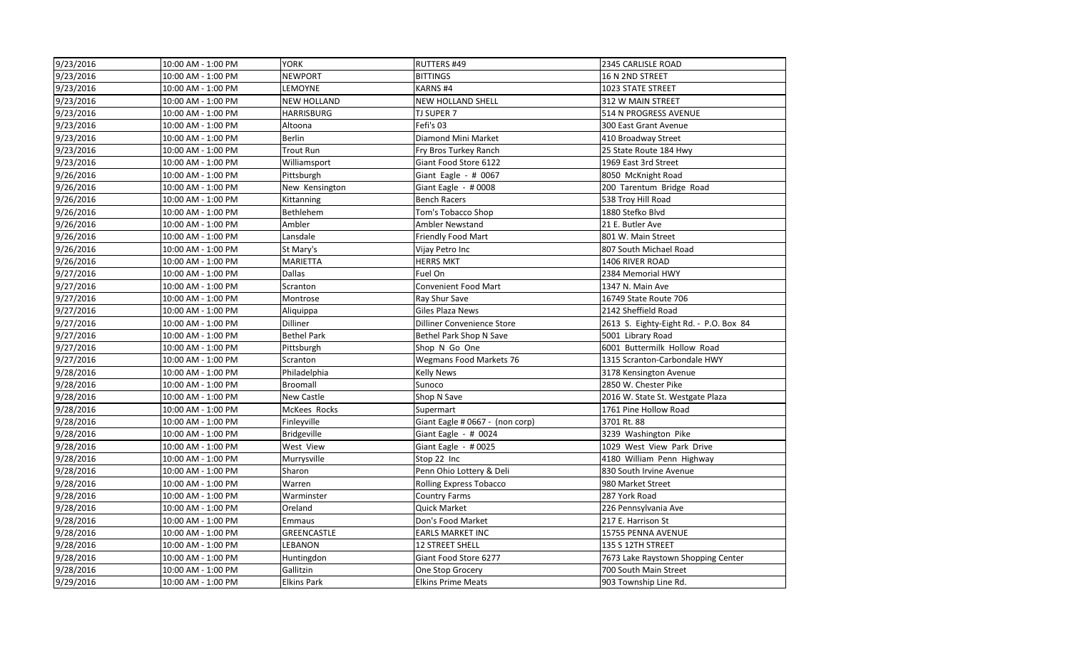| 9/23/2016 | 10:00 AM - 1:00 PM | YORK | RUTTERS #49 | 2345 CARLISLE ROAD |
|---|---|---|---|---|
| 9/23/2016 | 10:00 AM - 1:00 PM | NEWPORT | BITTINGS | 16 N 2ND STREET |
| 9/23/2016 | 10:00 AM - 1:00 PM | LEMOYNE | KARNS #4 | 1023 STATE STREET |
| 9/23/2016 | 10:00 AM - 1:00 PM | NEW HOLLAND | NEW HOLLAND SHELL | 312 W MAIN STREET |
| 9/23/2016 | 10:00 AM - 1:00 PM | HARRISBURG | TJ SUPER 7 | 514 N PROGRESS AVENUE |
| 9/23/2016 | 10:00 AM - 1:00 PM | Altoona | Fefi's 03 | 300 East Grant Avenue |
| 9/23/2016 | 10:00 AM - 1:00 PM | Berlin | Diamond Mini Market | 410 Broadway Street |
| 9/23/2016 | 10:00 AM - 1:00 PM | Trout Run | Fry Bros Turkey Ranch | 25 State Route 184 Hwy |
| 9/23/2016 | 10:00 AM - 1:00 PM | Williamsport | Giant Food Store 6122 | 1969 East 3rd Street |
| 9/26/2016 | 10:00 AM - 1:00 PM | Pittsburgh | Giant Eagle - # 0067 | 8050 McKnight Road |
| 9/26/2016 | 10:00 AM - 1:00 PM | New Kensington | Giant Eagle - # 0008 | 200 Tarentum Bridge Road |
| 9/26/2016 | 10:00 AM - 1:00 PM | Kittanning | Bench Racers | 538 Troy Hill Road |
| 9/26/2016 | 10:00 AM - 1:00 PM | Bethlehem | Tom's Tobacco Shop | 1880 Stefko Blvd |
| 9/26/2016 | 10:00 AM - 1:00 PM | Ambler | Ambler Newstand | 21 E. Butler Ave |
| 9/26/2016 | 10:00 AM - 1:00 PM | Lansdale | Friendly Food Mart | 801 W. Main Street |
| 9/26/2016 | 10:00 AM - 1:00 PM | St Mary's | Vijay Petro Inc | 807 South Michael Road |
| 9/26/2016 | 10:00 AM - 1:00 PM | MARIETTA | HERRS MKT | 1406 RIVER ROAD |
| 9/27/2016 | 10:00 AM - 1:00 PM | Dallas | Fuel On | 2384 Memorial HWY |
| 9/27/2016 | 10:00 AM - 1:00 PM | Scranton | Convenient Food Mart | 1347 N. Main Ave |
| 9/27/2016 | 10:00 AM - 1:00 PM | Montrose | Ray Shur Save | 16749 State Route 706 |
| 9/27/2016 | 10:00 AM - 1:00 PM | Aliquippa | Giles Plaza News | 2142 Sheffield Road |
| 9/27/2016 | 10:00 AM - 1:00 PM | Dilliner | Dilliner Convenience Store | 2613 S. Eighty-Eight Rd. - P.O. Box 84 |
| 9/27/2016 | 10:00 AM - 1:00 PM | Bethel Park | Bethel Park Shop N Save | 5001 Library Road |
| 9/27/2016 | 10:00 AM - 1:00 PM | Pittsburgh | Shop N Go One | 6001 Buttermilk Hollow Road |
| 9/27/2016 | 10:00 AM - 1:00 PM | Scranton | Wegmans Food Markets 76 | 1315 Scranton-Carbondale HWY |
| 9/28/2016 | 10:00 AM - 1:00 PM | Philadelphia | Kelly News | 3178 Kensington Avenue |
| 9/28/2016 | 10:00 AM - 1:00 PM | Broomall | Sunoco | 2850 W. Chester Pike |
| 9/28/2016 | 10:00 AM - 1:00 PM | New Castle | Shop N Save | 2016 W. State St. Westgate Plaza |
| 9/28/2016 | 10:00 AM - 1:00 PM | McKees Rocks | Supermart | 1761 Pine Hollow Road |
| 9/28/2016 | 10:00 AM - 1:00 PM | Finleyville | Giant Eagle # 0667 - (non corp) | 3701 Rt. 88 |
| 9/28/2016 | 10:00 AM - 1:00 PM | Bridgeville | Giant Eagle - # 0024 | 3239 Washington Pike |
| 9/28/2016 | 10:00 AM - 1:00 PM | West View | Giant Eagle - # 0025 | 1029 West View Park Drive |
| 9/28/2016 | 10:00 AM - 1:00 PM | Murrysville | Stop 22 Inc | 4180 William Penn Highway |
| 9/28/2016 | 10:00 AM - 1:00 PM | Sharon | Penn Ohio Lottery & Deli | 830 South Irvine Avenue |
| 9/28/2016 | 10:00 AM - 1:00 PM | Warren | Rolling Express Tobacco | 980 Market Street |
| 9/28/2016 | 10:00 AM - 1:00 PM | Warminster | Country Farms | 287 York Road |
| 9/28/2016 | 10:00 AM - 1:00 PM | Oreland | Quick Market | 226 Pennsylvania Ave |
| 9/28/2016 | 10:00 AM - 1:00 PM | Emmaus | Don's Food Market | 217 E. Harrison St |
| 9/28/2016 | 10:00 AM - 1:00 PM | GREENCASTLE | EARLS MARKET INC | 15755 PENNA AVENUE |
| 9/28/2016 | 10:00 AM - 1:00 PM | LEBANON | 12 STREET SHELL | 135 S 12TH STREET |
| 9/28/2016 | 10:00 AM - 1:00 PM | Huntingdon | Giant Food Store 6277 | 7673 Lake Raystown Shopping Center |
| 9/28/2016 | 10:00 AM - 1:00 PM | Gallitzin | One Stop Grocery | 700 South Main Street |
| 9/29/2016 | 10:00 AM - 1:00 PM | Elkins Park | Elkins Prime Meats | 903 Township Line Rd. |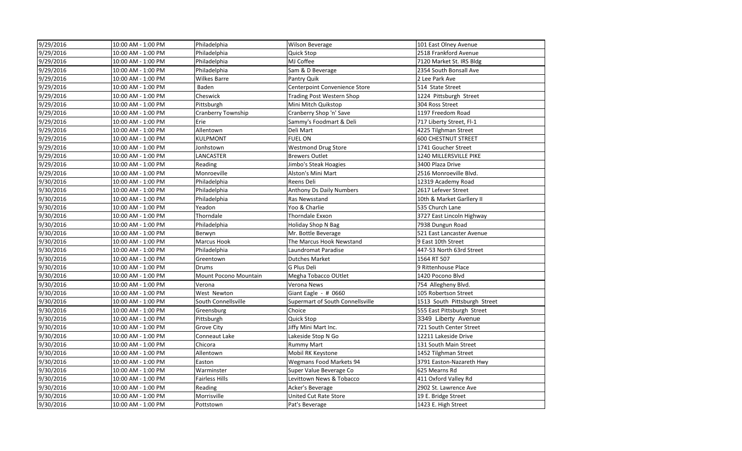| | | | | |
|---|---|---|---|---|
| 9/29/2016 | 10:00 AM - 1:00 PM | Philadelphia | Wilson Beverage | 101 East Olney Avenue |
| 9/29/2016 | 10:00 AM - 1:00 PM | Philadelphia | Quick Stop | 2518 Frankford Avenue |
| 9/29/2016 | 10:00 AM - 1:00 PM | Philadelphia | MJ Coffee | 7120 Market St. IRS Bldg |
| 9/29/2016 | 10:00 AM - 1:00 PM | Philadelphia | Sam & D Beverage | 2354 South Bonsall Ave |
| 9/29/2016 | 10:00 AM - 1:00 PM | Wilkes Barre | Pantry Quik | 2 Lee Park Ave |
| 9/29/2016 | 10:00 AM - 1:00 PM | Baden | Centerpoint Convenience Store | 514 State Street |
| 9/29/2016 | 10:00 AM - 1:00 PM | Cheswick | Trading Post Western Shop | 1224 Pittsburgh Street |
| 9/29/2016 | 10:00 AM - 1:00 PM | Pittsburgh | Mini Mitch Quikstop | 304 Ross Street |
| 9/29/2016 | 10:00 AM - 1:00 PM | Cranberry Township | Cranberry Shop 'n' Save | 1197 Freedom Road |
| 9/29/2016 | 10:00 AM - 1:00 PM | Erie | Sammy's Foodmart & Deli | 717 Liberty Street, Fl-1 |
| 9/29/2016 | 10:00 AM - 1:00 PM | Allentown | Deli Mart | 4225 Tilghman Street |
| 9/29/2016 | 10:00 AM - 1:00 PM | KULPMONT | FUEL ON | 600 CHESTNUT STREET |
| 9/29/2016 | 10:00 AM - 1:00 PM | Jonhstown | Westmond Drug Store | 1741 Goucher Street |
| 9/29/2016 | 10:00 AM - 1:00 PM | LANCASTER | Brewers Outlet | 1240 MILLERSVILLE PIKE |
| 9/29/2016 | 10:00 AM - 1:00 PM | Reading | Jimbo's Steak Hoagies | 3400 Plaza Drive |
| 9/29/2016 | 10:00 AM - 1:00 PM | Monroeville | Alston's Mini Mart | 2516 Monroeville Blvd. |
| 9/30/2016 | 10:00 AM - 1:00 PM | Philadelphia | Reens Deli | 12319 Academy Road |
| 9/30/2016 | 10:00 AM - 1:00 PM | Philadelphia | Anthony Ds Daily Numbers | 2617 Lefever Street |
| 9/30/2016 | 10:00 AM - 1:00 PM | Philadelphia | Ras Newsstand | 10th & Market Garllery II |
| 9/30/2016 | 10:00 AM - 1:00 PM | Yeadon | Yoo & Charlie | 535 Church Lane |
| 9/30/2016 | 10:00 AM - 1:00 PM | Thorndale | Thorndale Exxon | 3727 East Lincoln Highway |
| 9/30/2016 | 10:00 AM - 1:00 PM | Philadelphia | Holiday Shop N Bag | 7938 Dungun Road |
| 9/30/2016 | 10:00 AM - 1:00 PM | Berwyn | Mr. Bottle Beverage | 521 East Lancaster Avenue |
| 9/30/2016 | 10:00 AM - 1:00 PM | Marcus Hook | The Marcus Hook Newstand | 9 East 10th Street |
| 9/30/2016 | 10:00 AM - 1:00 PM | Philadelphia | Laundromat Paradise | 447-53 North 63rd Street |
| 9/30/2016 | 10:00 AM - 1:00 PM | Greentown | Dutches Market | 1564 RT 507 |
| 9/30/2016 | 10:00 AM - 1:00 PM | Drums | G Plus Deli | 9 Rittenhouse Place |
| 9/30/2016 | 10:00 AM - 1:00 PM | Mount Pocono Mountain | Megha Tobacco OUtlet | 1420 Pocono Blvd |
| 9/30/2016 | 10:00 AM - 1:00 PM | Verona | Verona News | 754 Allegheny Blvd. |
| 9/30/2016 | 10:00 AM - 1:00 PM | West Newton | Giant Eagle - # 0660 | 105 Robertson Street |
| 9/30/2016 | 10:00 AM - 1:00 PM | South Connellsville | Supermart of South Connellsville | 1513 South Pittsburgh Street |
| 9/30/2016 | 10:00 AM - 1:00 PM | Greensburg | Choice | 555 East Pittsburgh Street |
| 9/30/2016 | 10:00 AM - 1:00 PM | Pittsburgh | Quick Stop | 3349 Liberty Avenue |
| 9/30/2016 | 10:00 AM - 1:00 PM | Grove City | Jiffy Mini Mart Inc. | 721 South Center Street |
| 9/30/2016 | 10:00 AM - 1:00 PM | Conneaut Lake | Lakeside Stop N Go | 12211 Lakeside Drive |
| 9/30/2016 | 10:00 AM - 1:00 PM | Chicora | Rummy Mart | 131 South Main Street |
| 9/30/2016 | 10:00 AM - 1:00 PM | Allentown | Mobil RK Keystone | 1452 Tilghman Street |
| 9/30/2016 | 10:00 AM - 1:00 PM | Easton | Wegmans Food Markets 94 | 3791 Easton-Nazareth Hwy |
| 9/30/2016 | 10:00 AM - 1:00 PM | Warminster | Super Value Beverage Co | 625 Mearns Rd |
| 9/30/2016 | 10:00 AM - 1:00 PM | Fairless Hills | Levittown News & Tobacco | 411 Oxford Valley Rd |
| 9/30/2016 | 10:00 AM - 1:00 PM | Reading | Acker's Beverage | 2902 St. Lawrence Ave |
| 9/30/2016 | 10:00 AM - 1:00 PM | Morrisville | United Cut Rate Store | 19 E. Bridge Street |
| 9/30/2016 | 10:00 AM - 1:00 PM | Pottstown | Pat's Beverage | 1423 E. High Street |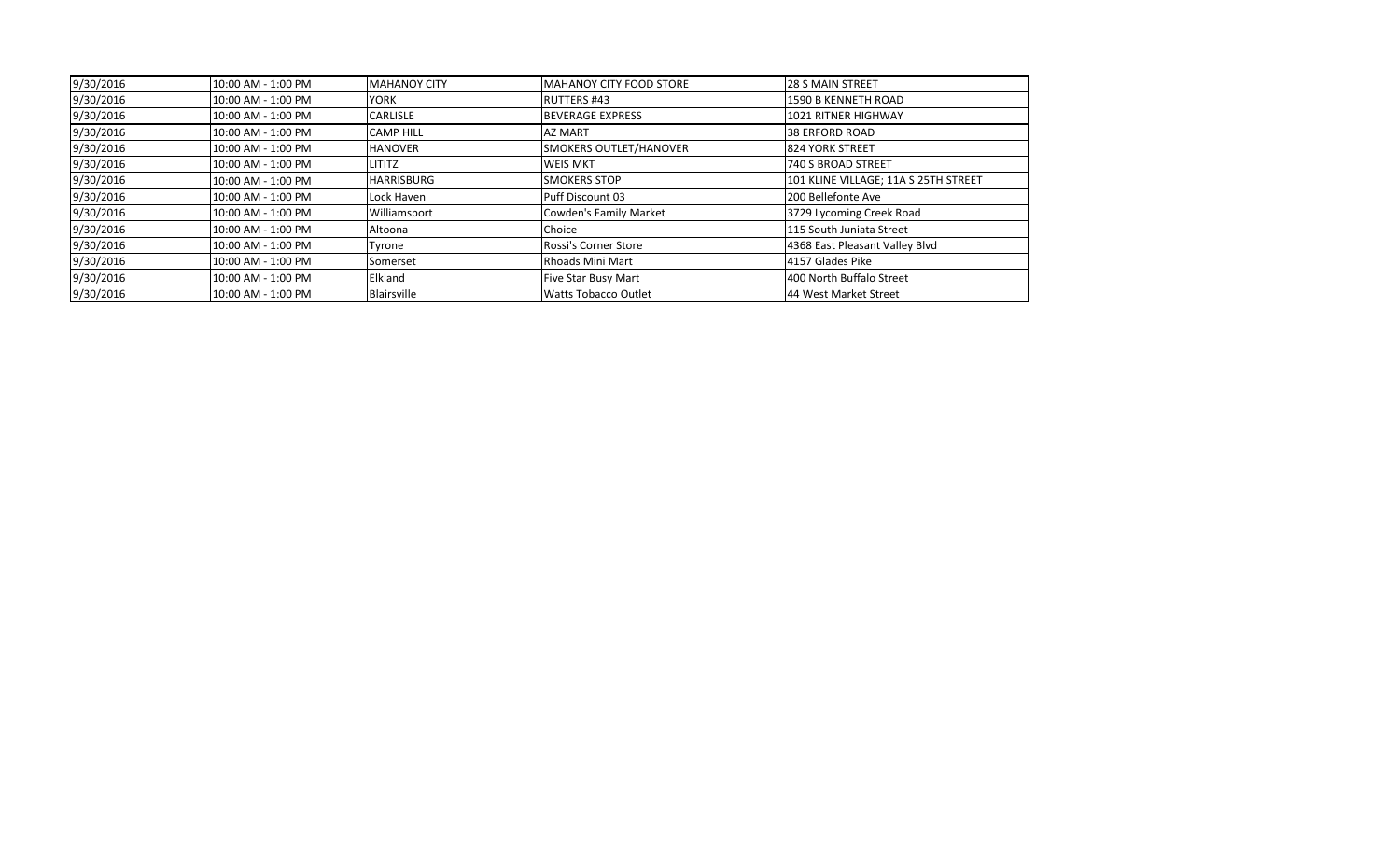| | | | | |
|---|---|---|---|---|
| 9/30/2016 | 10:00 AM - 1:00 PM | MAHANOY CITY | MAHANOY CITY FOOD STORE | 28 S MAIN STREET |
| 9/30/2016 | 10:00 AM - 1:00 PM | YORK | RUTTERS #43 | 1590 B KENNETH ROAD |
| 9/30/2016 | 10:00 AM - 1:00 PM | CARLISLE | BEVERAGE EXPRESS | 1021 RITNER HIGHWAY |
| 9/30/2016 | 10:00 AM - 1:00 PM | CAMP HILL | AZ MART | 38 ERFORD ROAD |
| 9/30/2016 | 10:00 AM - 1:00 PM | HANOVER | SMOKERS OUTLET/HANOVER | 824 YORK STREET |
| 9/30/2016 | 10:00 AM - 1:00 PM | LITITZ | WEIS MKT | 740 S BROAD STREET |
| 9/30/2016 | 10:00 AM - 1:00 PM | HARRISBURG | SMOKERS STOP | 101 KLINE VILLAGE; 11A S 25TH STREET |
| 9/30/2016 | 10:00 AM - 1:00 PM | Lock Haven | Puff Discount 03 | 200 Bellefonte Ave |
| 9/30/2016 | 10:00 AM - 1:00 PM | Williamsport | Cowden's Family Market | 3729 Lycoming Creek Road |
| 9/30/2016 | 10:00 AM - 1:00 PM | Altoona | Choice | 115 South Juniata Street |
| 9/30/2016 | 10:00 AM - 1:00 PM | Tyrone | Rossi's Corner Store | 4368 East Pleasant Valley Blvd |
| 9/30/2016 | 10:00 AM - 1:00 PM | Somerset | Rhoads Mini Mart | 4157 Glades Pike |
| 9/30/2016 | 10:00 AM - 1:00 PM | Elkland | Five Star Busy Mart | 400 North Buffalo Street |
| 9/30/2016 | 10:00 AM - 1:00 PM | Blairsville | Watts Tobacco Outlet | 44 West Market Street |